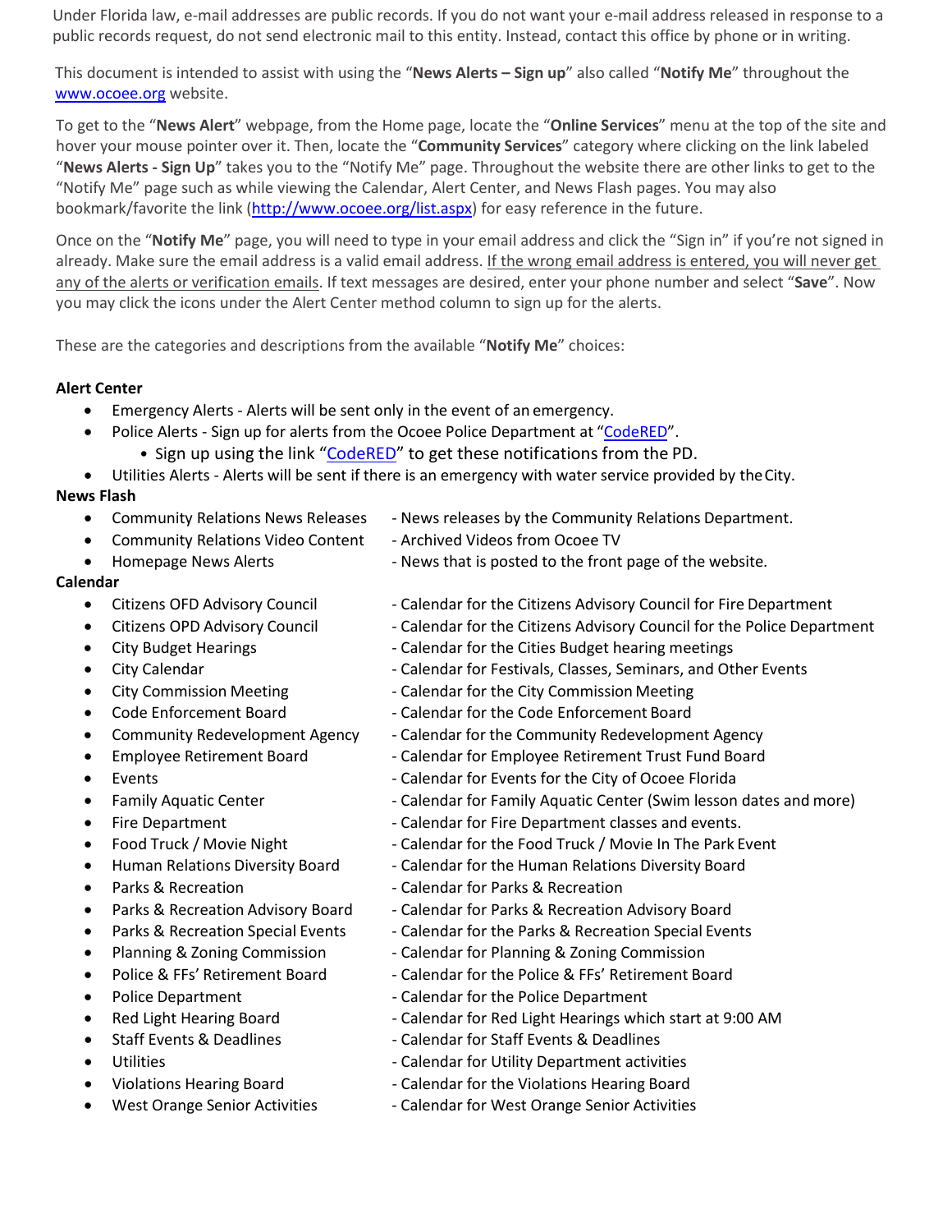Under Florida law, e-mail addresses are public records. If you do not want your e-mail address released in response to a public records request, do not send electronic mail to this entity. Instead, contact this office by phone or in writing.

This document is intended to assist with using the "**News Alerts – Sign up**" also called "**Notify Me**" throughout the [www.ocoee.org](www.ocoee.org) website.

To get to the "**News Alert**" webpage, from the Home page, locate the "**Online Services**" menu at the top of the site and hover your mouse pointer over it. Then, locate the "**Community Services**" category where clicking on the link labeled "**News Alerts - Sign Up**" takes you to the "Notify Me" page. Throughout the website there are other links to get to the "Notify Me" page such as while viewing the Calendar, Alert Center, and News Flash pages. You may also bookmark/favorite the link ([http://www.ocoee.org/list.aspx](http://www.ocoee.org/list.aspx)) for easy reference in the future.

Once on the "**Notify Me**" page, you will need to type in your email address and click the "Sign in" if you're not signed in already. Make sure the email address is a valid email address. <u>If the wrong email address is entered, you will never get any of the alerts or verification emails</u>. If text messages are desired, enter your phone number and select "**Save**". Now you may click the icons under the Alert Center method column to sign up for the alerts.

These are the categories and descriptions from the available "**Notify Me**" choices:

**Alert Center**

- Emergency Alerts - Alerts will be sent only in the event of an emergency.
- Police Alerts - Sign up for alerts from the Ocoee Police Department at "CodeRED".
  - Sign up using the link "CodeRED" to get these notifications from the PD.
- Utilities Alerts - Alerts will be sent if there is an emergency with water service provided by the City.

**News Flash**

- Community Relations News Releases - News releases by the Community Relations Department.
- Community Relations Video Content - Archived Videos from Ocoee TV
- Homepage News Alerts - News that is posted to the front page of the website.

**Calendar**

- Citizens OFD Advisory Council - Calendar for the Citizens Advisory Council for Fire Department
- Citizens OPD Advisory Council - Calendar for the Citizens Advisory Council for the Police Department
- City Budget Hearings - Calendar for the Cities Budget hearing meetings
- City Calendar - Calendar for Festivals, Classes, Seminars, and Other Events
- City Commission Meeting - Calendar for the City Commission Meeting
- Code Enforcement Board - Calendar for the Code Enforcement Board
- Community Redevelopment Agency - Calendar for the Community Redevelopment Agency
- Employee Retirement Board - Calendar for Employee Retirement Trust Fund Board
- Events - Calendar for Events for the City of Ocoee Florida
- Family Aquatic Center - Calendar for Family Aquatic Center (Swim lesson dates and more)
- Fire Department - Calendar for Fire Department classes and events.
- Food Truck / Movie Night - Calendar for the Food Truck / Movie In The Park Event
- Human Relations Diversity Board - Calendar for the Human Relations Diversity Board
- Parks & Recreation - Calendar for Parks & Recreation
- Parks & Recreation Advisory Board - Calendar for Parks & Recreation Advisory Board
- Parks & Recreation Special Events - Calendar for the Parks & Recreation Special Events
- Planning & Zoning Commission - Calendar for Planning & Zoning Commission
- Police & FFs' Retirement Board - Calendar for the Police & FFs' Retirement Board
- Police Department - Calendar for the Police Department
- Red Light Hearing Board - Calendar for Red Light Hearings which start at 9:00 AM
- Staff Events & Deadlines - Calendar for Staff Events & Deadlines
- Utilities - Calendar for Utility Department activities
- Violations Hearing Board - Calendar for the Violations Hearing Board
- West Orange Senior Activities - Calendar for West Orange Senior Activities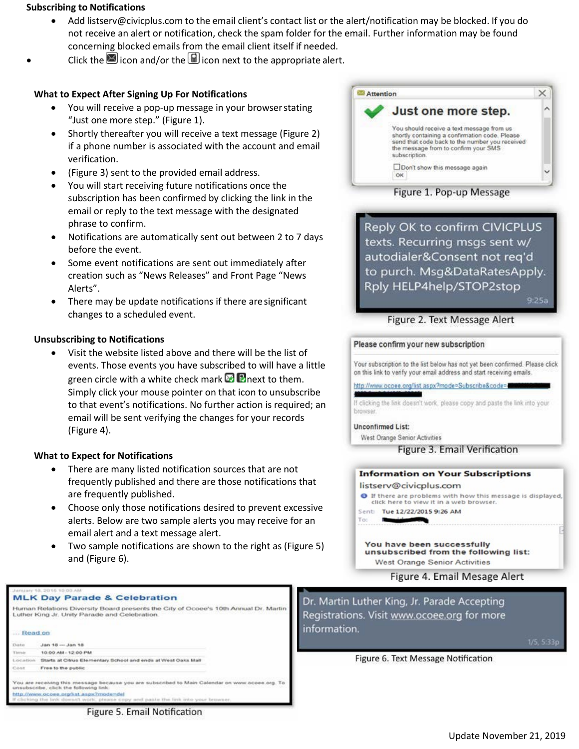**Subscribing to Notifications**

- Add listserv@civicplus.com to the email client's contact list or the alert/notification may be blocked. If you do not receive an alert or notification, check the spam folder for the email. Further information may be found concerning blocked emails from the email client itself if needed.
- Click the icon and/or the icon next to the appropriate alert.

**What to Expect After Signing Up For Notifications**

- You will receive a pop-up message in your browser stating "Just one more step." (Figure 1).
- Shortly thereafter you will receive a text message (Figure 2) if a phone number is associated with the account and email verification.
- (Figure 3) sent to the provided email address.
- You will start receiving future notifications once the subscription has been confirmed by clicking the link in the email or reply to the text message with the designated phrase to confirm.
- Notifications are automatically sent out between 2 to 7 days before the event.
- Some event notifications are sent out immediately after creation such as "News Releases" and Front Page "News Alerts".
- There may be update notifications if there are significant changes to a scheduled event.

Attention

Just one more step.

You should receive a text message from us shortly containing a confirmation code. Please send that code back to the number you received the message from to confirm your SMS subscription.

Don't show this message again

OK

Figure 1. Pop-up Message

Reply OK to confirm CIVICPLUS texts. Recurring msgs sent w/ autodialer&Consent not req'd to purch. Msg&DataRatesApply. Rply HELP4help/STOP2stop

9:25a

Figure 2. Text Message Alert

**Unsubscribing to Notifications**

- Visit the website listed above and there will be the list of events. Those events you have subscribed to will have a little green circle with a white check mark next to them. Simply click your mouse pointer on that icon to unsubscribe to that event's notifications. No further action is required; an email will be sent verifying the changes for your records (Figure 4).

Please confirm your new subscription

Your subscription to the list below has not yet been confirmed. Please click on this link to verify your email address and start receiving emails.

http://www.ocoee.org/list.aspx?mode=Subscribe&code=

If clicking the link doesn't work, please copy and paste the link into your browser.

Unconfirmed List:

West Orange Senior Activities

Figure 3. Email Verification

**What to Expect for Notifications**

- There are many listed notification sources that are not frequently published and there are those notifications that are frequently published.
- Choose only those notifications desired to prevent excessive alerts. Below are two sample alerts you may receive for an email alert and a text message alert.
- Two sample notifications are shown to the right as (Figure 5) and (Figure 6).

Information on Your Subscriptions

listserv@civicplus.com

If there are problems with how this message is displayed, click here to view it in a web browser.

Sent: Tue 12/22/2015 9:26 AM

To:

You have been successfully unsubscribed from the following list:

West Orange Senior Activities

Figure 4. Email Mesage Alert

January 18, 2016 10:00 AM

MLK Day Parade & Celebration

Human Relations Diversity Board presents the City of Ocoee's 10th Annual Dr. Martin Luther King Jr. Unity Parade and Celebration.

... Read on

| | |
|---|---|
| Date | Jan 18 — Jan 18 |
| Time | 10:00 AM - 12:00 PM |
| Location | Starts at Citrus Elementary School and ends at West Oaks Mall |
| Cost | Free to the public |

You are receiving this message because you are subscribed to Main Calendar on www.ocoee.org. To unsubscribe, click the following link:

http://www.ocoee.org/list.aspx?mode=del

If clicking the link doesn't work, please copy and paste the link into your browser.

Figure 5. Email Notification

Dr. Martin Luther King, Jr. Parade Accepting Registrations. Visit www.ocoee.org for more information.

1/5, 5:33p

Figure 6. Text Message Notification

Update November 21, 2019